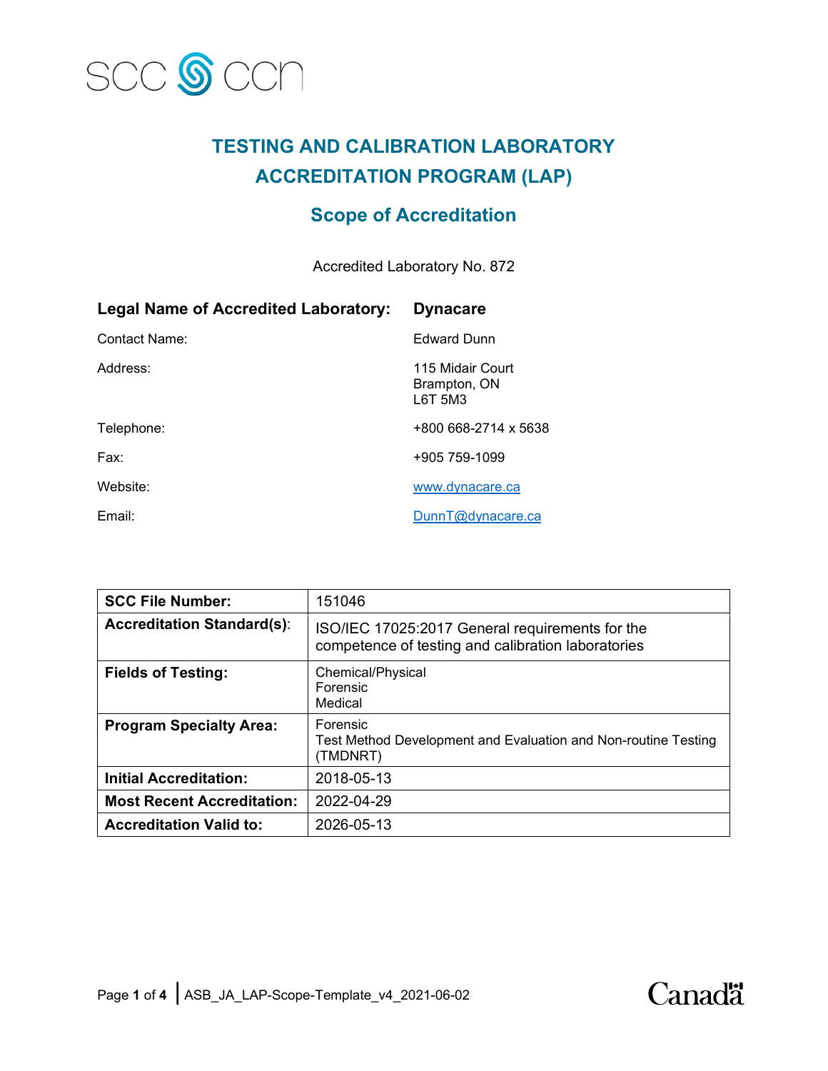# TESTING AND CALIBRATION LABORATORY ACCREDITATION PROGRAM (LAP)

## Scope of Accreditation

Accredited Laboratory No. 872

**Legal Name of Accredited Laboratory:** **Dynacare**

Contact Name: Edward Dunn

Address: 115 Midair Court
Brampton, ON
L6T 5M3

Telephone: +800 668-2714 x 5638

Fax: +905 759-1099

Website: www.dynacare.ca

Email: DunnT@dynacare.ca

| **SCC File Number:** | 151046 |
|---|---|
| **Accreditation Standard(s):** | ISO/IEC 17025:2017 General requirements for the competence of testing and calibration laboratories |
| **Fields of Testing:** | Chemical/Physical<br>Forensic<br>Medical |
| **Program Specialty Area:** | Forensic<br>Test Method Development and Evaluation and Non-routine Testing (TMDNRT) |
| **Initial Accreditation:** | 2018-05-13 |
| **Most Recent Accreditation:** | 2022-04-29 |
| **Accreditation Valid to:** | 2026-05-13 |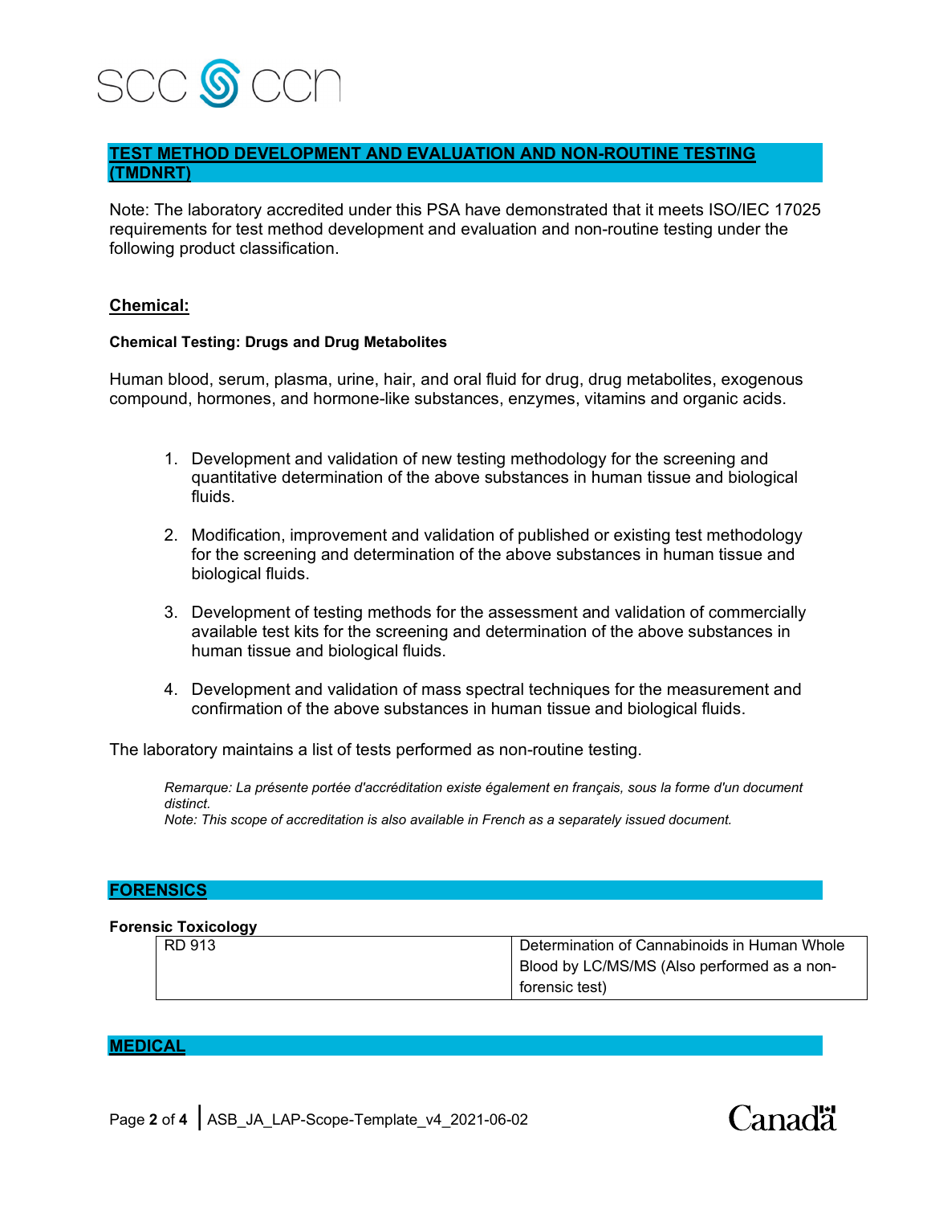## TEST METHOD DEVELOPMENT AND EVALUATION AND NON-ROUTINE TESTING (TMDNRT)

Note: The laboratory accredited under this PSA have demonstrated that it meets ISO/IEC 17025 requirements for test method development and evaluation and non-routine testing under the following product classification.

### Chemical:

#### Chemical Testing: Drugs and Drug Metabolites

Human blood, serum, plasma, urine, hair, and oral fluid for drug, drug metabolites, exogenous compound, hormones, and hormone-like substances, enzymes, vitamins and organic acids.

1. Development and validation of new testing methodology for the screening and quantitative determination of the above substances in human tissue and biological fluids.

2. Modification, improvement and validation of published or existing test methodology for the screening and determination of the above substances in human tissue and biological fluids.

3. Development of testing methods for the assessment and validation of commercially available test kits for the screening and determination of the above substances in human tissue and biological fluids.

4. Development and validation of mass spectral techniques for the measurement and confirmation of the above substances in human tissue and biological fluids.

The laboratory maintains a list of tests performed as non-routine testing.

*Remarque: La présente portée d'accréditation existe également en français, sous la forme d'un document distinct.*
*Note: This scope of accreditation is also available in French as a separately issued document.*

## FORENSICS

#### Forensic Toxicology

| | |
|---|---|
| RD 913 | Determination of Cannabinoids in Human Whole Blood by LC/MS/MS (Also performed as a non-forensic test) |

## MEDICAL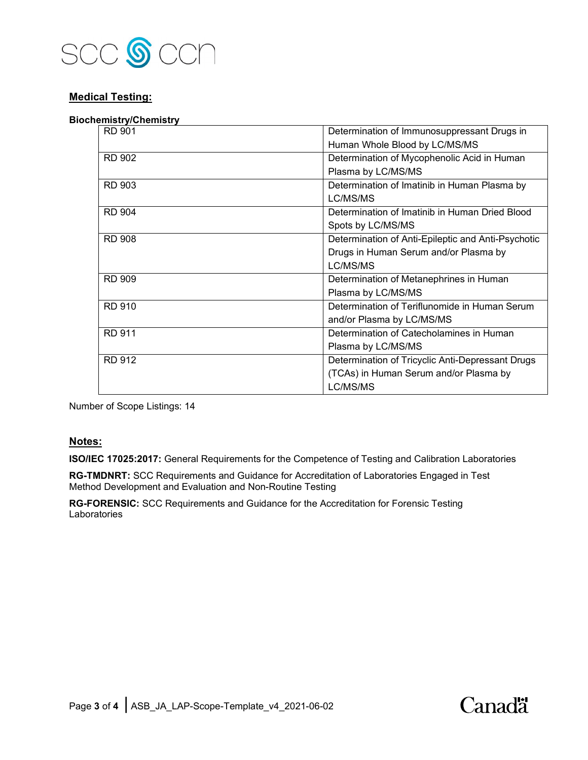## Medical Testing:

**Biochemistry/Chemistry**

| | |
|---|---|
| RD 901 | Determination of Immunosuppressant Drugs in Human Whole Blood by LC/MS/MS |
| RD 902 | Determination of Mycophenolic Acid in Human Plasma by LC/MS/MS |
| RD 903 | Determination of Imatinib in Human Plasma by LC/MS/MS |
| RD 904 | Determination of Imatinib in Human Dried Blood Spots by LC/MS/MS |
| RD 908 | Determination of Anti-Epileptic and Anti-Psychotic Drugs in Human Serum and/or Plasma by LC/MS/MS |
| RD 909 | Determination of Metanephrines in Human Plasma by LC/MS/MS |
| RD 910 | Determination of Teriflunomide in Human Serum and/or Plasma by LC/MS/MS |
| RD 911 | Determination of Catecholamines in Human Plasma by LC/MS/MS |
| RD 912 | Determination of Tricyclic Anti-Depressant Drugs (TCAs) in Human Serum and/or Plasma by LC/MS/MS |

Number of Scope Listings: 14

## Notes:

**ISO/IEC 17025:2017:** General Requirements for the Competence of Testing and Calibration Laboratories

**RG-TMDNRT:** SCC Requirements and Guidance for Accreditation of Laboratories Engaged in Test Method Development and Evaluation and Non-Routine Testing

**RG-FORENSIC:** SCC Requirements and Guidance for the Accreditation for Forensic Testing Laboratories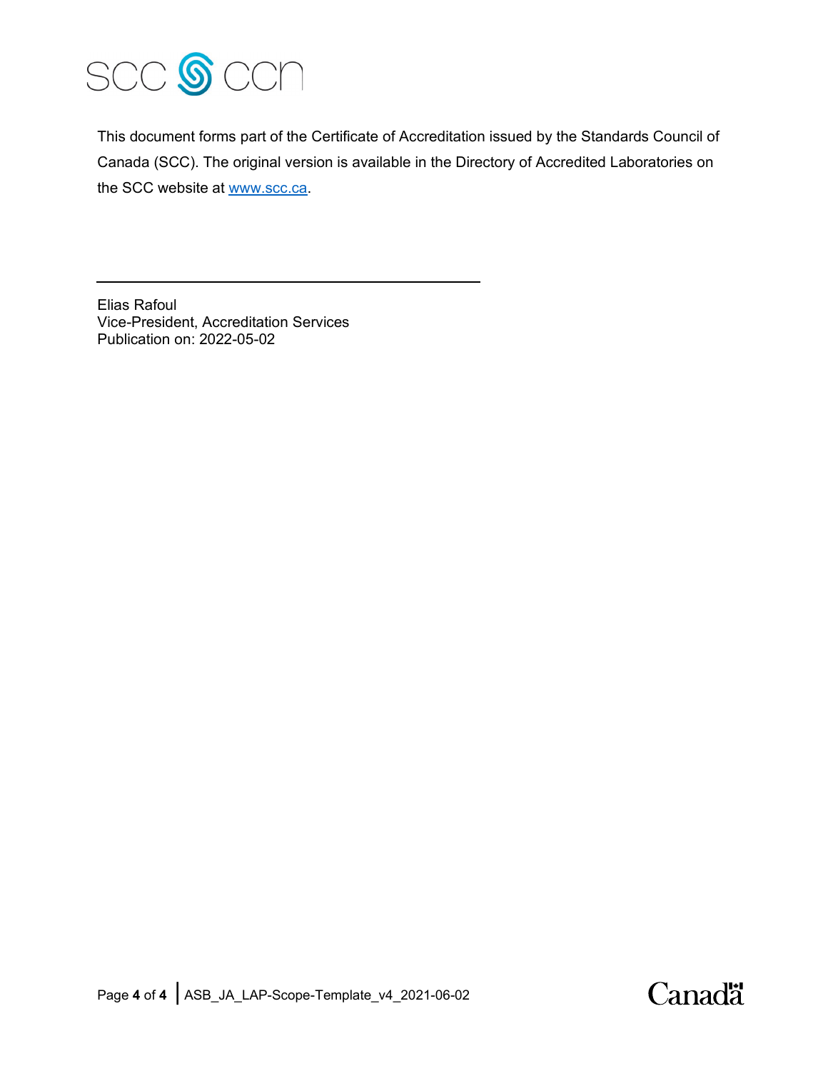This document forms part of the Certificate of Accreditation issued by the Standards Council of Canada (SCC). The original version is available in the Directory of Accredited Laboratories on the SCC website at [www.scc.ca](http://www.scc.ca).

---

Elias Rafoul
Vice-President, Accreditation Services
Publication on: 2022-05-02